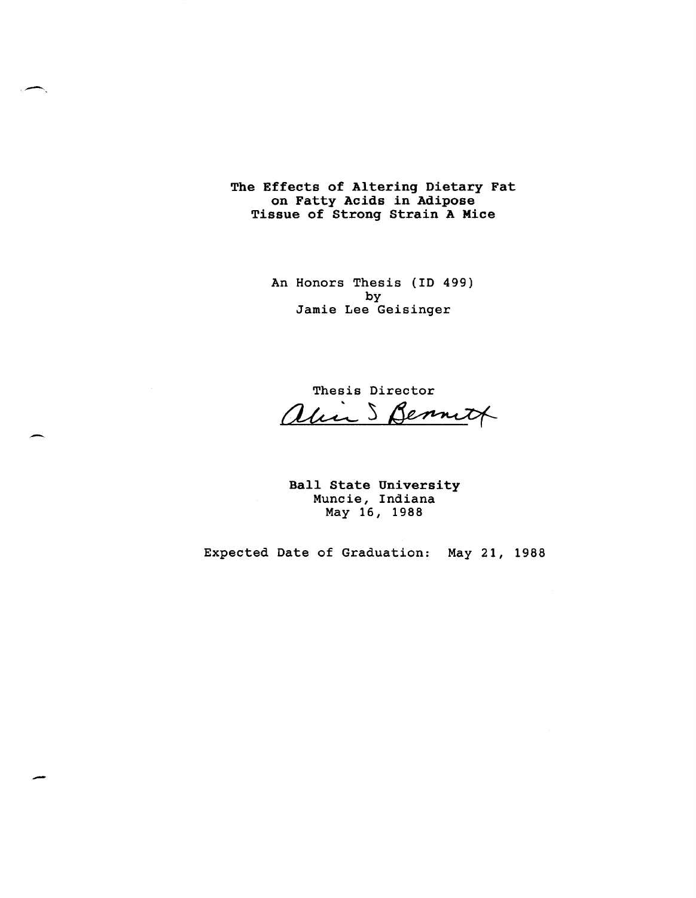**The Effects of Altering Dietary Fat on Fatty Acids in Adipose Tissue of Strong Strain A Mice**

An Honors Thesis (ID 499)
by
Jamie Lee Geisinger

Thesis Director

Alice S Bennett

**Ball State University**
Muncie, Indiana
May 16, 1988

Expected Date of Graduation: May 21, 1988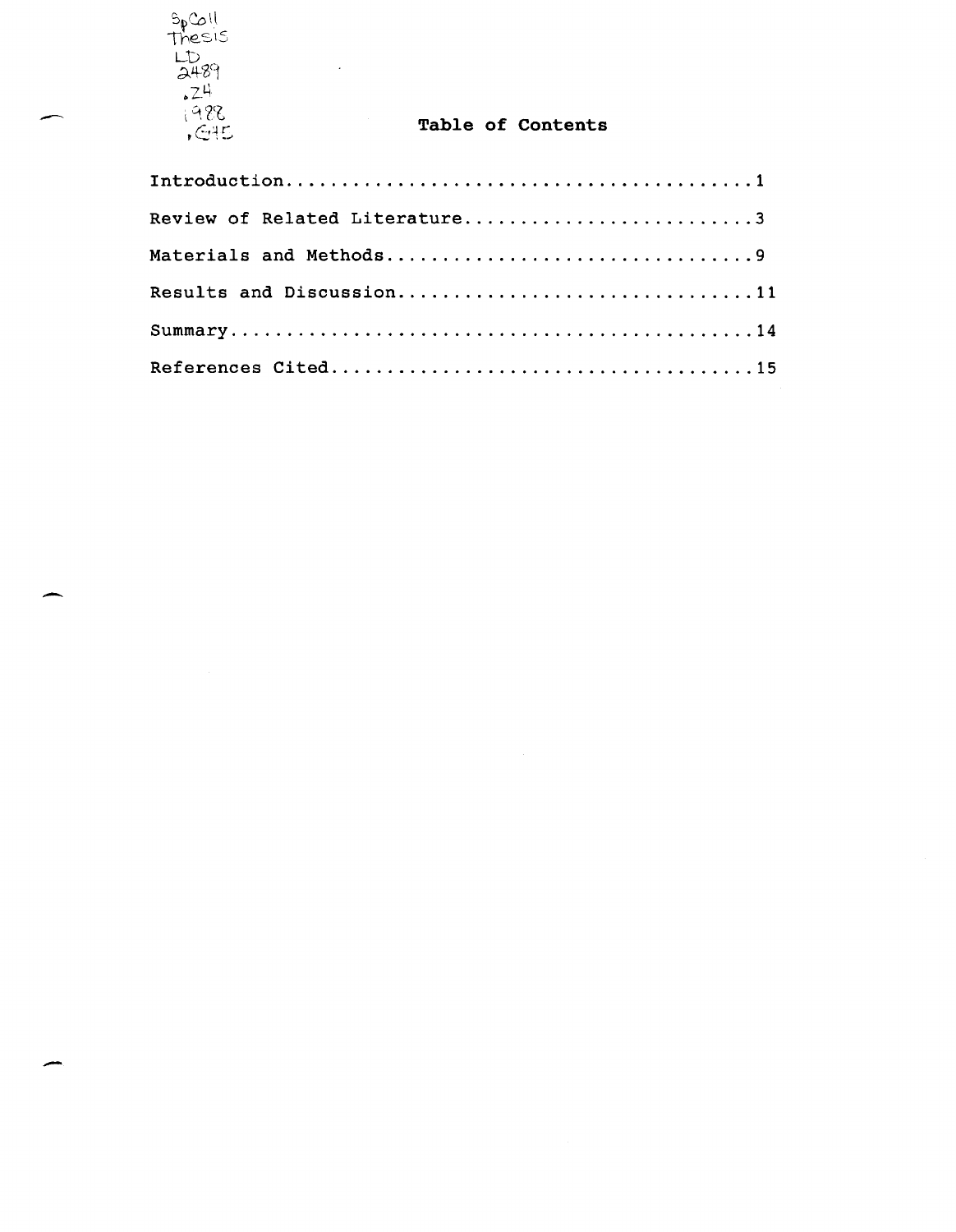SpColl
Thesis
LD
2489
.Z4
1988
.G45

# Table of Contents

Introduction..........................................1

Review of Related Literature..........................3

Materials and Methods.................................9

Results and Discussion...............................11

Summary..............................................14

References Cited.....................................15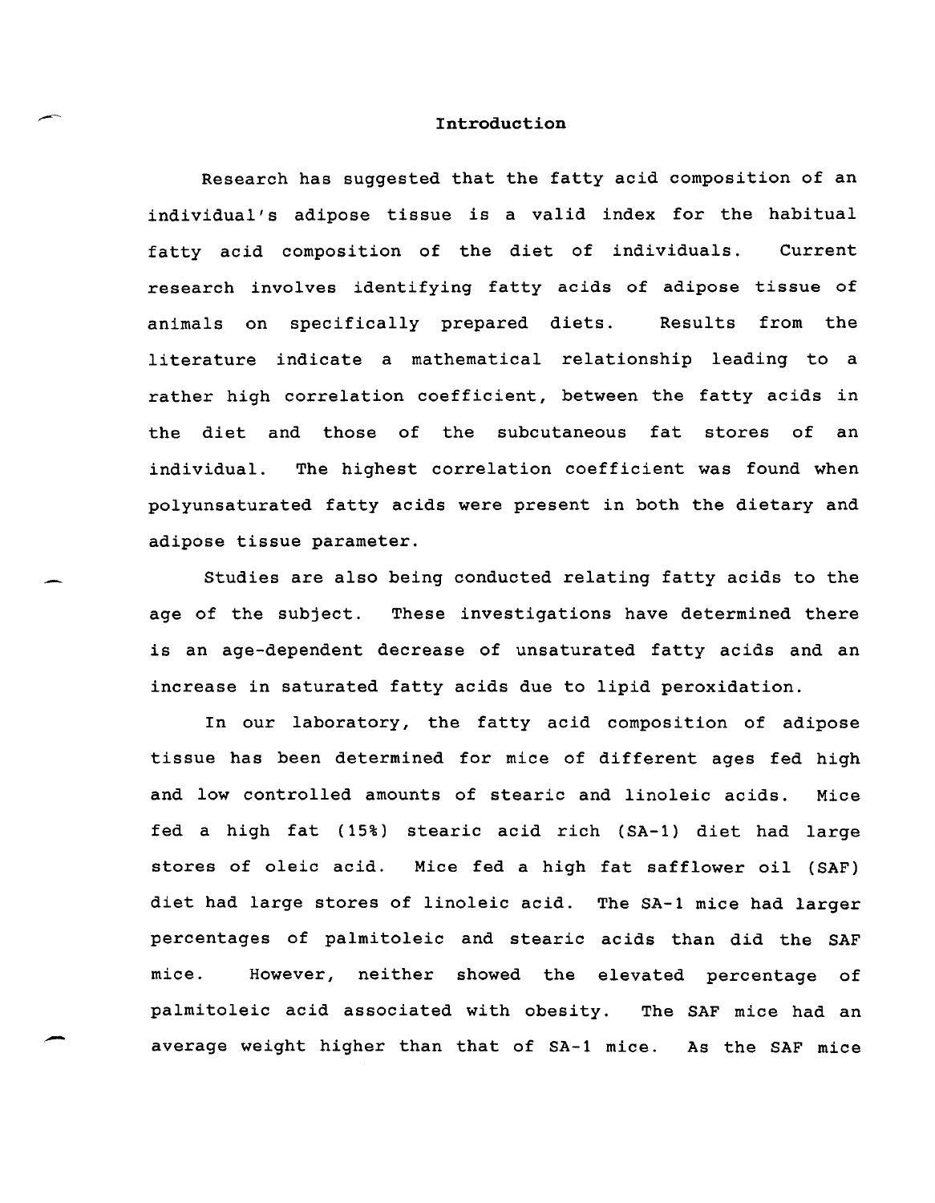# Introduction

Research has suggested that the fatty acid composition of an individual's adipose tissue is a valid index for the habitual fatty acid composition of the diet of individuals. Current research involves identifying fatty acids of adipose tissue of animals on specifically prepared diets. Results from the literature indicate a mathematical relationship leading to a rather high correlation coefficient, between the fatty acids in the diet and those of the subcutaneous fat stores of an individual. The highest correlation coefficient was found when polyunsaturated fatty acids were present in both the dietary and adipose tissue parameter.

Studies are also being conducted relating fatty acids to the age of the subject. These investigations have determined there is an age-dependent decrease of unsaturated fatty acids and an increase in saturated fatty acids due to lipid peroxidation.

In our laboratory, the fatty acid composition of adipose tissue has been determined for mice of different ages fed high and low controlled amounts of stearic and linoleic acids. Mice fed a high fat (15%) stearic acid rich (SA-1) diet had large stores of oleic acid. Mice fed a high fat safflower oil (SAF) diet had large stores of linoleic acid. The SA-1 mice had larger percentages of palmitoleic and stearic acids than did the SAF mice. However, neither showed the elevated percentage of palmitoleic acid associated with obesity. The SAF mice had an average weight higher than that of SA-1 mice. As the SAF mice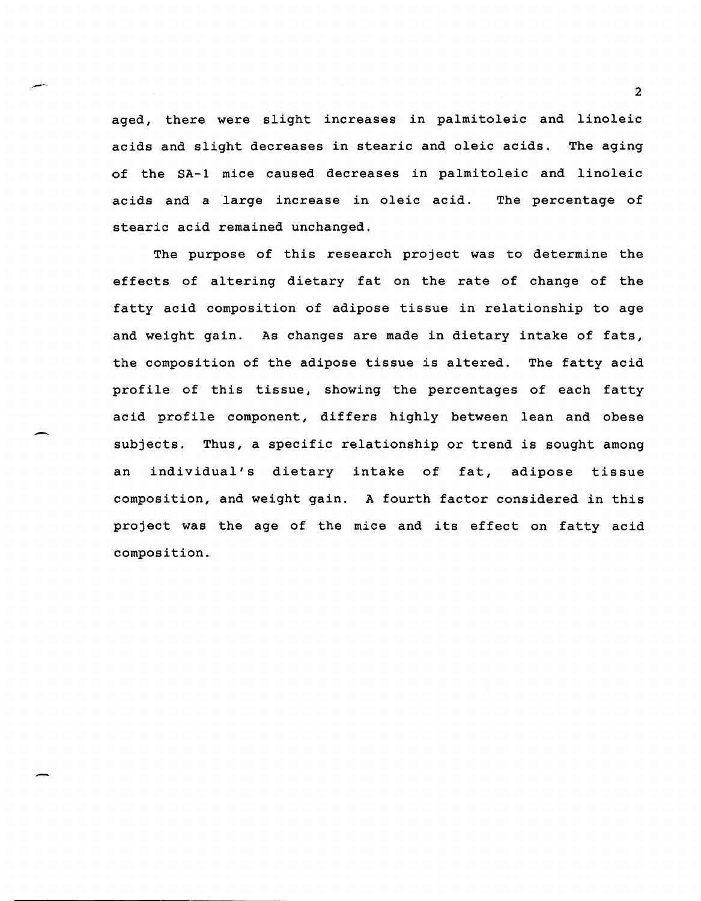aged, there were slight increases in palmitoleic and linoleic acids and slight decreases in stearic and oleic acids. The aging of the SA-1 mice caused decreases in palmitoleic and linoleic acids and a large increase in oleic acid. The percentage of stearic acid remained unchanged.

The purpose of this research project was to determine the effects of altering dietary fat on the rate of change of the fatty acid composition of adipose tissue in relationship to age and weight gain. As changes are made in dietary intake of fats, the composition of the adipose tissue is altered. The fatty acid profile of this tissue, showing the percentages of each fatty acid profile component, differs highly between lean and obese subjects. Thus, a specific relationship or trend is sought among an individual's dietary intake of fat, adipose tissue composition, and weight gain. A fourth factor considered in this project was the age of the mice and its effect on fatty acid composition.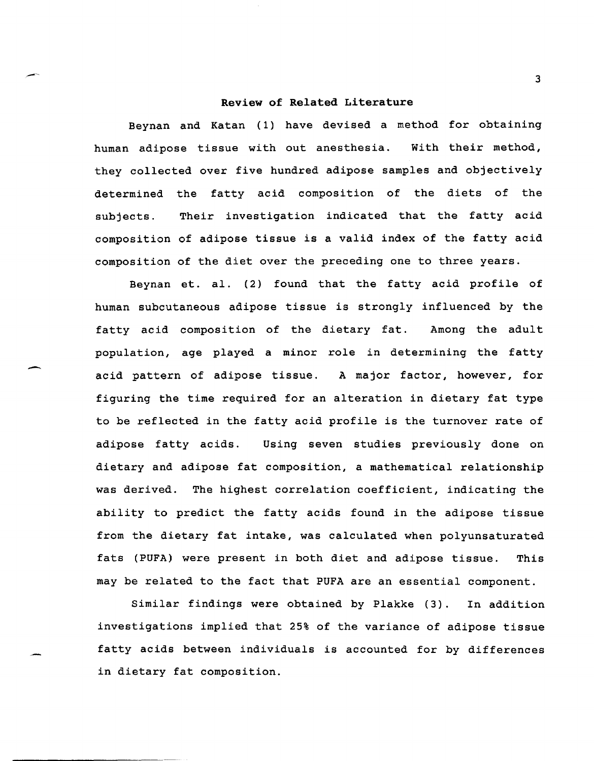## Review of Related Literature

Beynan and Katan (1) have devised a method for obtaining human adipose tissue with out anesthesia. With their method, they collected over five hundred adipose samples and objectively determined the fatty acid composition of the diets of the subjects. Their investigation indicated that the fatty acid composition of adipose tissue is a valid index of the fatty acid composition of the diet over the preceding one to three years.

Beynan et. al. (2) found that the fatty acid profile of human subcutaneous adipose tissue is strongly influenced by the fatty acid composition of the dietary fat. Among the adult population, age played a minor role in determining the fatty acid pattern of adipose tissue. A major factor, however, for figuring the time required for an alteration in dietary fat type to be reflected in the fatty acid profile is the turnover rate of adipose fatty acids. Using seven studies previously done on dietary and adipose fat composition, a mathematical relationship was derived. The highest correlation coefficient, indicating the ability to predict the fatty acids found in the adipose tissue from the dietary fat intake, was calculated when polyunsaturated fats (PUFA) were present in both diet and adipose tissue. This may be related to the fact that PUFA are an essential component.

Similar findings were obtained by Plakke (3). In addition investigations implied that 25% of the variance of adipose tissue fatty acids between individuals is accounted for by differences in dietary fat composition.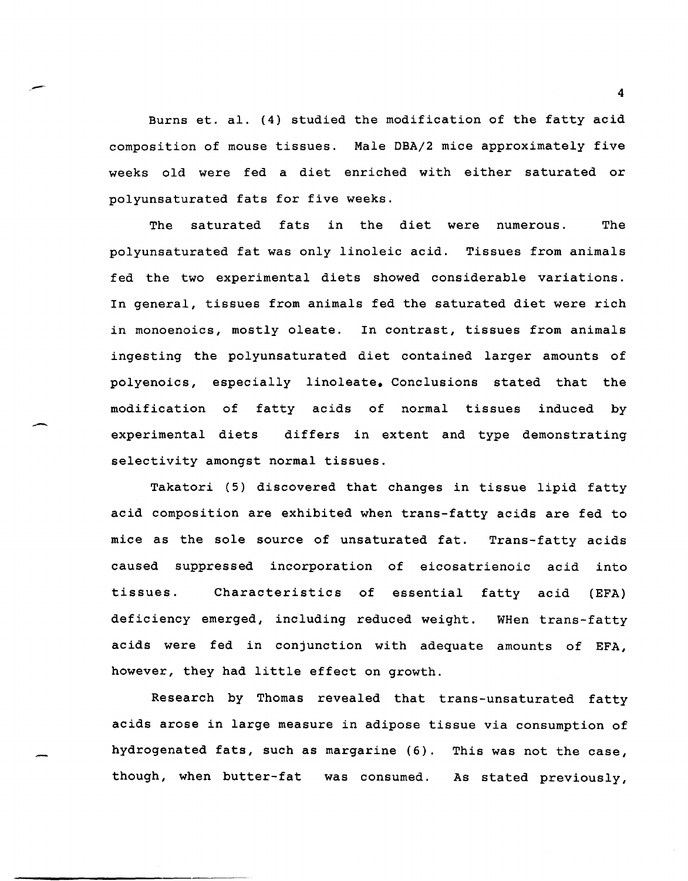Burns et. al. (4) studied the modification of the fatty acid composition of mouse tissues. Male DBA/2 mice approximately five weeks old were fed a diet enriched with either saturated or polyunsaturated fats for five weeks.

The saturated fats in the diet were numerous. The polyunsaturated fat was only linoleic acid. Tissues from animals fed the two experimental diets showed considerable variations. In general, tissues from animals fed the saturated diet were rich in monoenoics, mostly oleate. In contrast, tissues from animals ingesting the polyunsaturated diet contained larger amounts of polyenoics, especially linoleate. Conclusions stated that the modification of fatty acids of normal tissues induced by experimental diets differs in extent and type demonstrating selectivity amongst normal tissues.

Takatori (5) discovered that changes in tissue lipid fatty acid composition are exhibited when trans-fatty acids are fed to mice as the sole source of unsaturated fat. Trans-fatty acids caused suppressed incorporation of eicosatrienoic acid into tissues. Characteristics of essential fatty acid (EFA) deficiency emerged, including reduced weight. WHen trans-fatty acids were fed in conjunction with adequate amounts of EFA, however, they had little effect on growth.

Research by Thomas revealed that trans-unsaturated fatty acids arose in large measure in adipose tissue via consumption of hydrogenated fats, such as margarine (6). This was not the case, though, when butter-fat was consumed. As stated previously,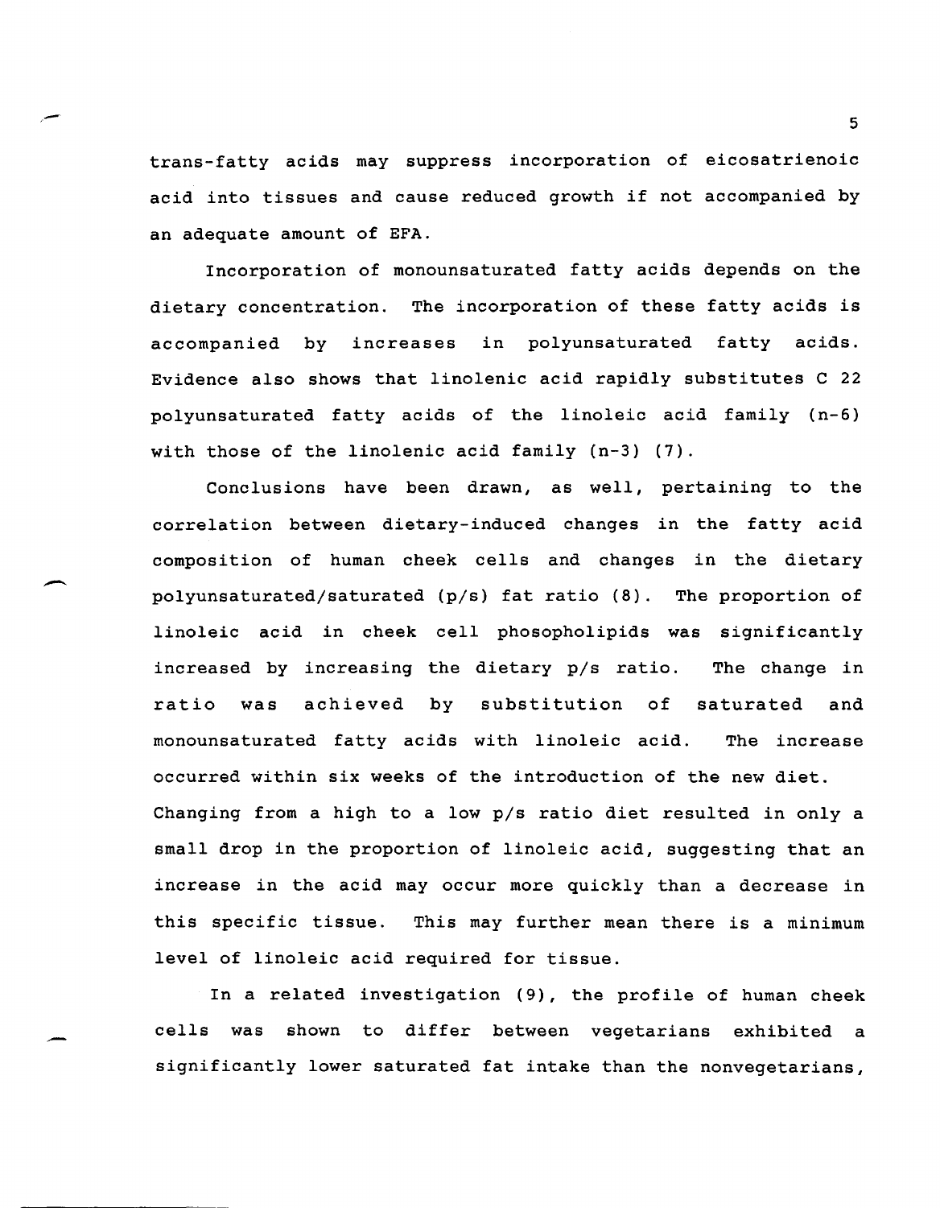trans-fatty acids may suppress incorporation of eicosatrienoic acid into tissues and cause reduced growth if not accompanied by an adequate amount of EFA.

Incorporation of monounsaturated fatty acids depends on the dietary concentration. The incorporation of these fatty acids is accompanied by increases in polyunsaturated fatty acids. Evidence also shows that linolenic acid rapidly substitutes C 22 polyunsaturated fatty acids of the linoleic acid family (n-6) with those of the linolenic acid family (n-3) (7).

Conclusions have been drawn, as well, pertaining to the correlation between dietary-induced changes in the fatty acid composition of human cheek cells and changes in the dietary polyunsaturated/saturated (p/s) fat ratio (8). The proportion of linoleic acid in cheek cell phosopholipids was significantly increased by increasing the dietary p/s ratio. The change in ratio was achieved by substitution of saturated and monounsaturated fatty acids with linoleic acid. The increase occurred within six weeks of the introduction of the new diet. Changing from a high to a low p/s ratio diet resulted in only a small drop in the proportion of linoleic acid, suggesting that an increase in the acid may occur more quickly than a decrease in this specific tissue. This may further mean there is a minimum level of linoleic acid required for tissue.

In a related investigation (9), the profile of human cheek cells was shown to differ between vegetarians exhibited a significantly lower saturated fat intake than the nonvegetarians,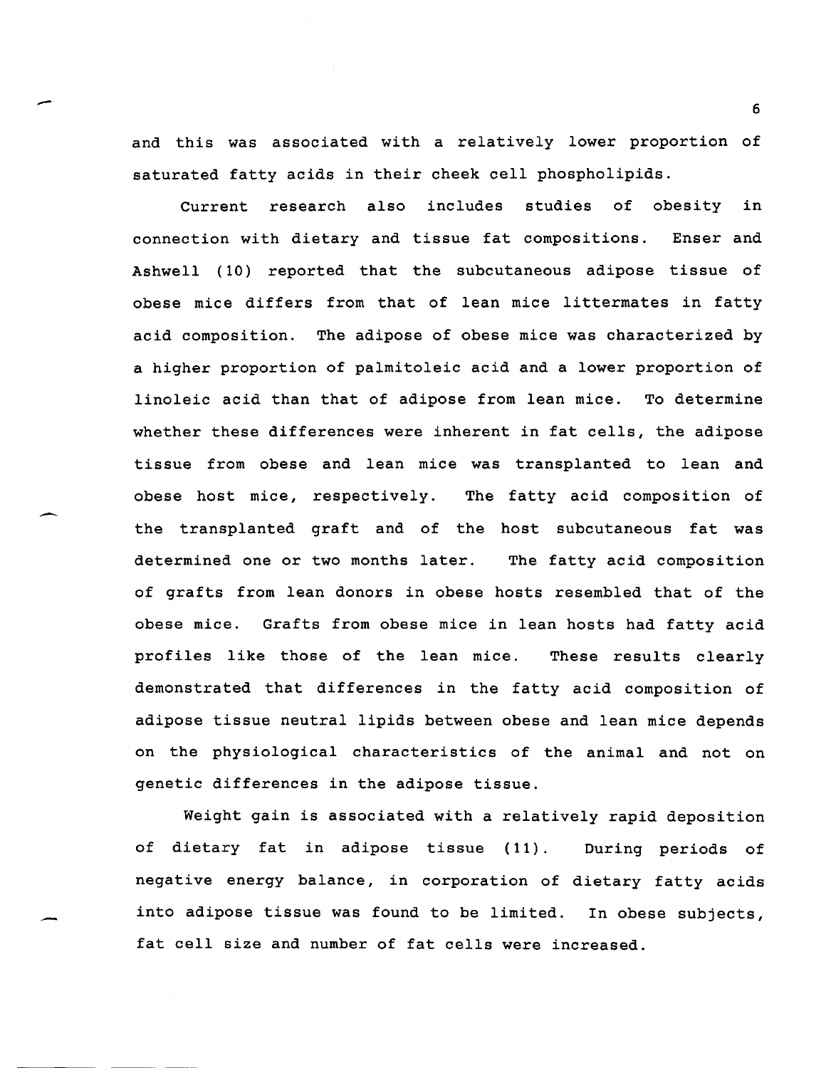and this was associated with a relatively lower proportion of saturated fatty acids in their cheek cell phospholipids.

Current research also includes studies of obesity in connection with dietary and tissue fat compositions. Enser and Ashwell (10) reported that the subcutaneous adipose tissue of obese mice differs from that of lean mice littermates in fatty acid composition. The adipose of obese mice was characterized by a higher proportion of palmitoleic acid and a lower proportion of linoleic acid than that of adipose from lean mice. To determine whether these differences were inherent in fat cells, the adipose tissue from obese and lean mice was transplanted to lean and obese host mice, respectively. The fatty acid composition of the transplanted graft and of the host subcutaneous fat was determined one or two months later. The fatty acid composition of grafts from lean donors in obese hosts resembled that of the obese mice. Grafts from obese mice in lean hosts had fatty acid profiles like those of the lean mice. These results clearly demonstrated that differences in the fatty acid composition of adipose tissue neutral lipids between obese and lean mice depends on the physiological characteristics of the animal and not on genetic differences in the adipose tissue.

Weight gain is associated with a relatively rapid deposition of dietary fat in adipose tissue (11). During periods of negative energy balance, in corporation of dietary fatty acids into adipose tissue was found to be limited. In obese subjects, fat cell size and number of fat cells were increased.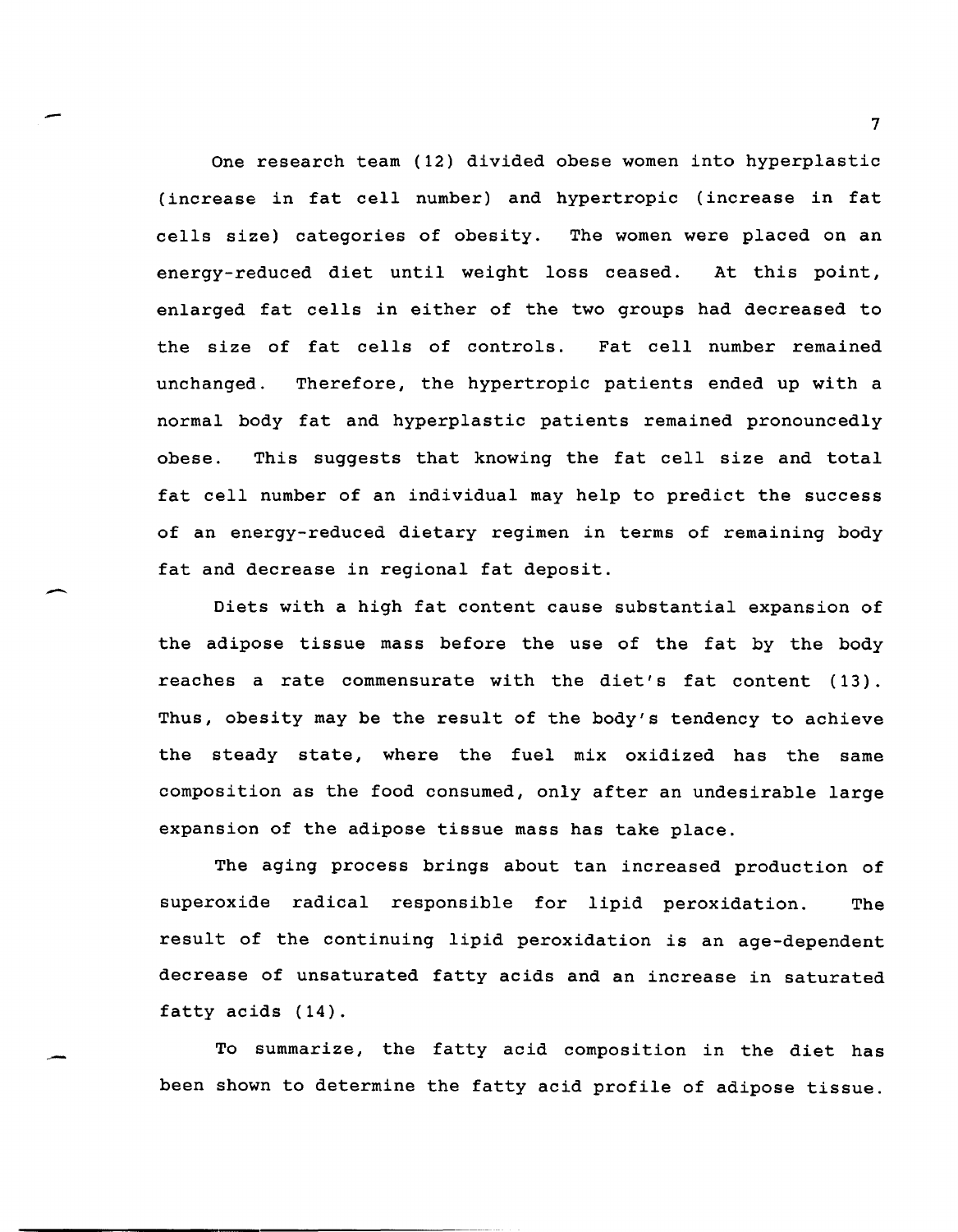One research team (12) divided obese women into hyperplastic (increase in fat cell number) and hypertropic (increase in fat cells size) categories of obesity. The women were placed on an energy-reduced diet until weight loss ceased. At this point, enlarged fat cells in either of the two groups had decreased to the size of fat cells of controls. Fat cell number remained unchanged. Therefore, the hypertropic patients ended up with a normal body fat and hyperplastic patients remained pronouncedly obese. This suggests that knowing the fat cell size and total fat cell number of an individual may help to predict the success of an energy-reduced dietary regimen in terms of remaining body fat and decrease in regional fat deposit.

Diets with a high fat content cause substantial expansion of the adipose tissue mass before the use of the fat by the body reaches a rate commensurate with the diet's fat content (13). Thus, obesity may be the result of the body's tendency to achieve the steady state, where the fuel mix oxidized has the same composition as the food consumed, only after an undesirable large expansion of the adipose tissue mass has take place.

The aging process brings about tan increased production of superoxide radical responsible for lipid peroxidation. The result of the continuing lipid peroxidation is an age-dependent decrease of unsaturated fatty acids and an increase in saturated fatty acids (14).

To summarize, the fatty acid composition in the diet has been shown to determine the fatty acid profile of adipose tissue.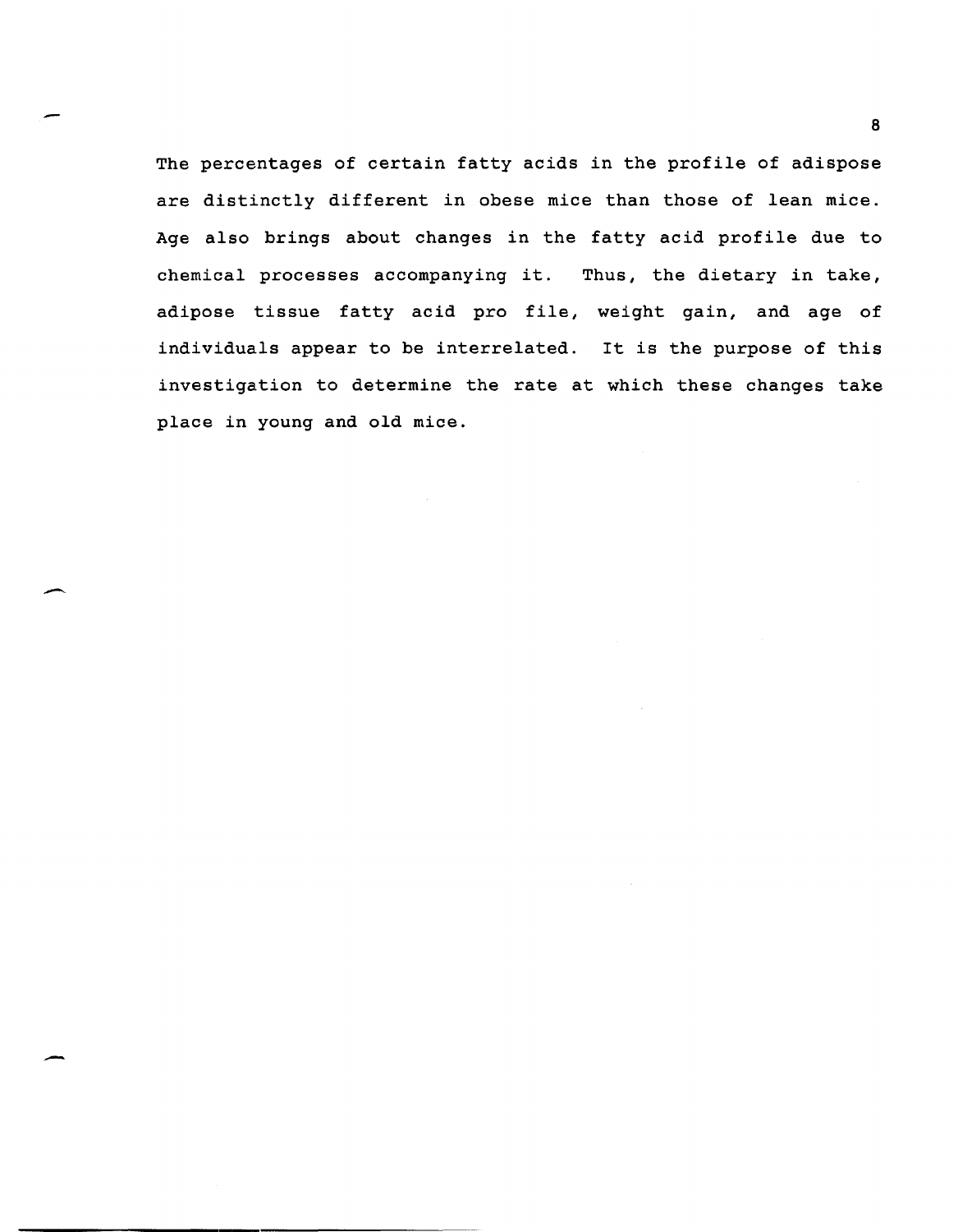The percentages of certain fatty acids in the profile of adispose are distinctly different in obese mice than those of lean mice. Age also brings about changes in the fatty acid profile due to chemical processes accompanying it. Thus, the dietary in take, adipose tissue fatty acid pro file, weight gain, and age of individuals appear to be interrelated. It is the purpose of this investigation to determine the rate at which these changes take place in young and old mice.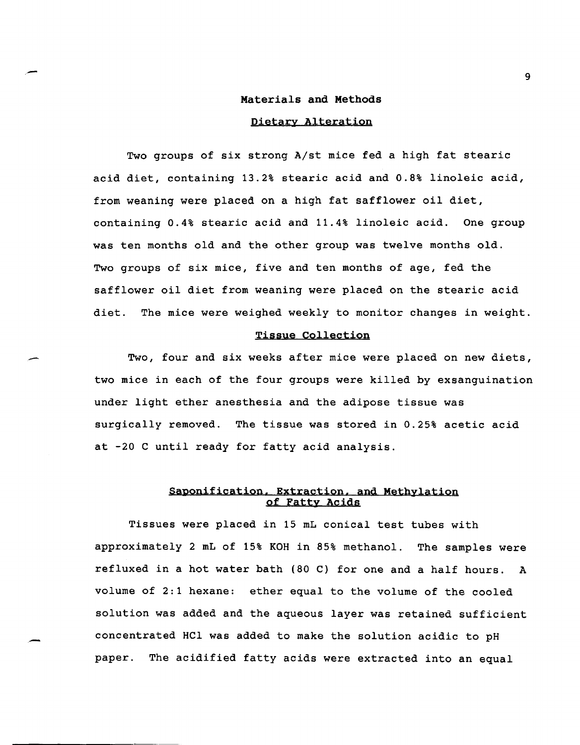# Materials and Methods

## Dietary Alteration

Two groups of six strong A/st mice fed a high fat stearic acid diet, containing 13.2% stearic acid and 0.8% linoleic acid, from weaning were placed on a high fat safflower oil diet, containing 0.4% stearic acid and 11.4% linoleic acid. One group was ten months old and the other group was twelve months old. Two groups of six mice, five and ten months of age, fed the safflower oil diet from weaning were placed on the stearic acid diet. The mice were weighed weekly to monitor changes in weight.

## Tissue Collection

Two, four and six weeks after mice were placed on new diets, two mice in each of the four groups were killed by exsanguination under light ether anesthesia and the adipose tissue was surgically removed. The tissue was stored in 0.25% acetic acid at -20 C until ready for fatty acid analysis.

## Saponification, Extraction, and Methylation of Fatty Acids

Tissues were placed in 15 mL conical test tubes with approximately 2 mL of 15% KOH in 85% methanol. The samples were refluxed in a hot water bath (80 C) for one and a half hours. A volume of 2:1 hexane: ether equal to the volume of the cooled solution was added and the aqueous layer was retained sufficient concentrated HCl was added to make the solution acidic to pH paper. The acidified fatty acids were extracted into an equal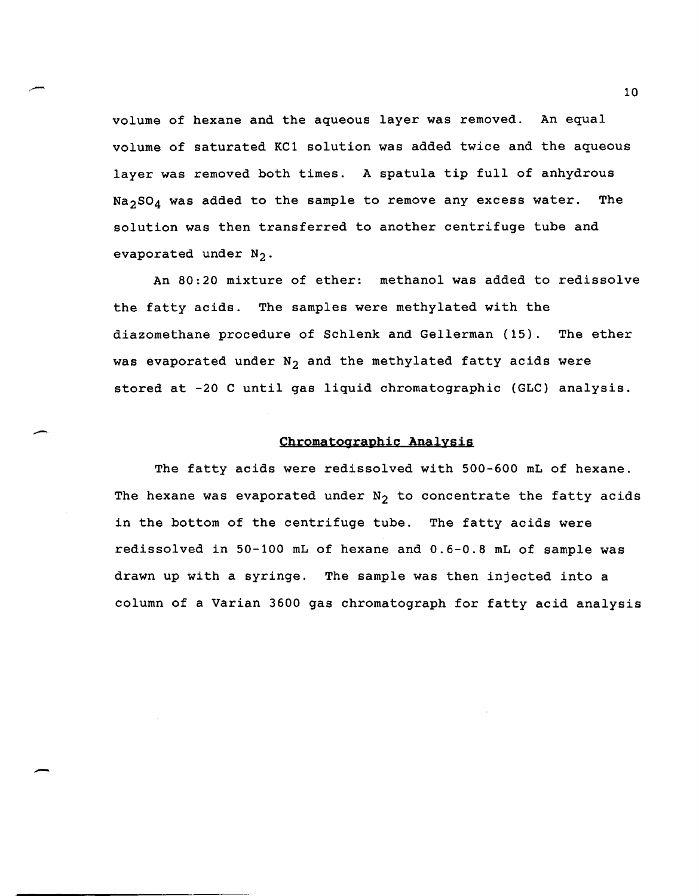volume of hexane and the aqueous layer was removed. An equal volume of saturated KCl solution was added twice and the aqueous layer was removed both times. A spatula tip full of anhydrous $Na_2SO_4$ was added to the sample to remove any excess water. The solution was then transferred to another centrifuge tube and evaporated under $N_2$.

An 80:20 mixture of ether: methanol was added to redissolve the fatty acids. The samples were methylated with the diazomethane procedure of Schlenk and Gellerman (15). The ether was evaporated under $N_2$ and the methylated fatty acids were stored at -20 C until gas liquid chromatographic (GLC) analysis.

## Chromatographic Analysis

The fatty acids were redissolved with 500-600 mL of hexane. The hexane was evaporated under $N_2$ to concentrate the fatty acids in the bottom of the centrifuge tube. The fatty acids were redissolved in 50-100 mL of hexane and 0.6-0.8 mL of sample was drawn up with a syringe. The sample was then injected into a column of a Varian 3600 gas chromatograph for fatty acid analysis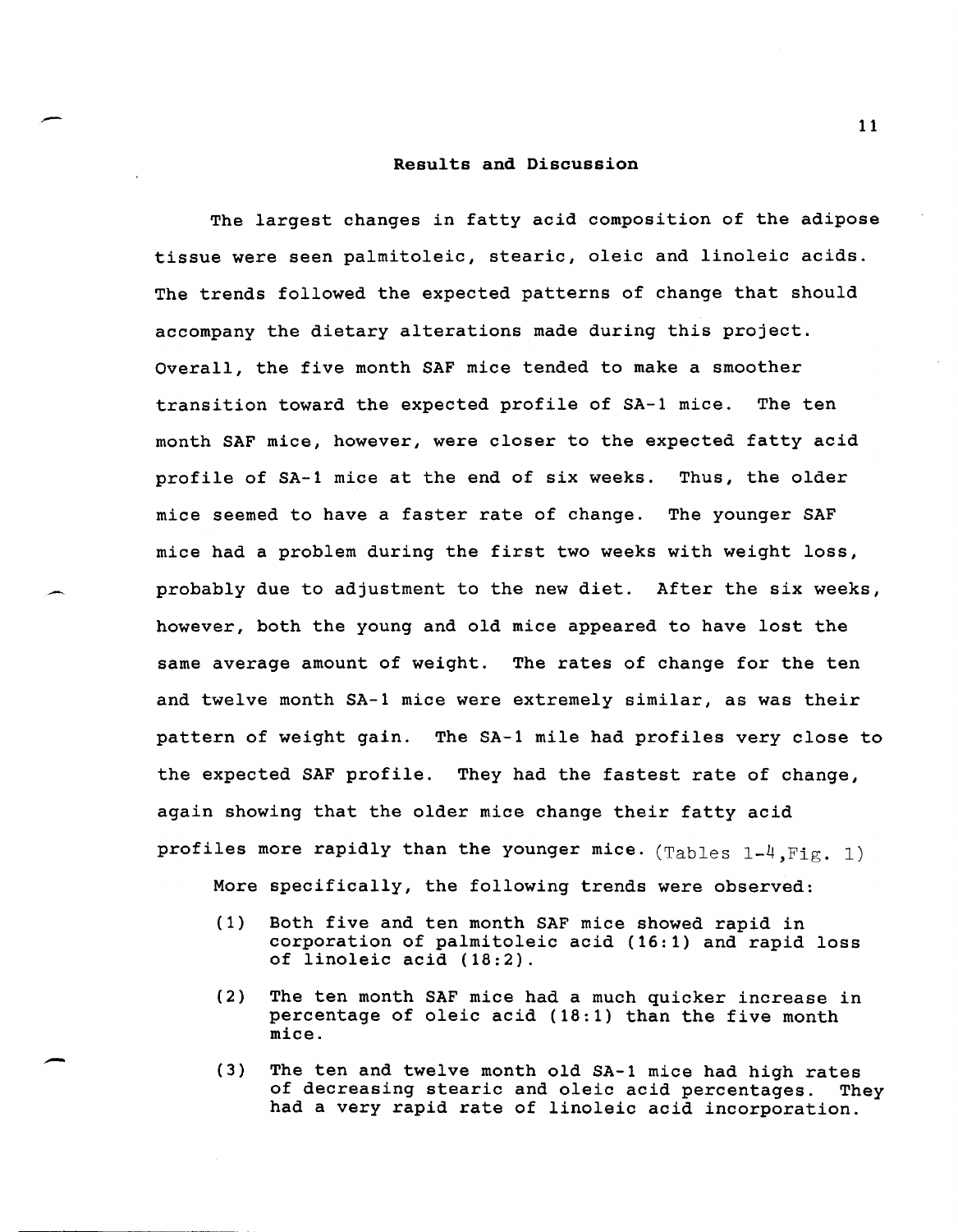## Results and Discussion

The largest changes in fatty acid composition of the adipose tissue were seen palmitoleic, stearic, oleic and linoleic acids. The trends followed the expected patterns of change that should accompany the dietary alterations made during this project. Overall, the five month SAF mice tended to make a smoother transition toward the expected profile of SA-1 mice. The ten month SAF mice, however, were closer to the expected fatty acid profile of SA-1 mice at the end of six weeks. Thus, the older mice seemed to have a faster rate of change. The younger SAF mice had a problem during the first two weeks with weight loss, probably due to adjustment to the new diet. After the six weeks, however, both the young and old mice appeared to have lost the same average amount of weight. The rates of change for the ten and twelve month SA-1 mice were extremely similar, as was their pattern of weight gain. The SA-1 mile had profiles very close to the expected SAF profile. They had the fastest rate of change, again showing that the older mice change their fatty acid profiles more rapidly than the younger mice. (Tables 1-4, Fig. 1)

More specifically, the following trends were observed:

(1) Both five and ten month SAF mice showed rapid in corporation of palmitoleic acid (16:1) and rapid loss of linoleic acid (18:2).

(2) The ten month SAF mice had a much quicker increase in percentage of oleic acid (18:1) than the five month mice.

(3) The ten and twelve month old SA-1 mice had high rates of decreasing stearic and oleic acid percentages. They had a very rapid rate of linoleic acid incorporation.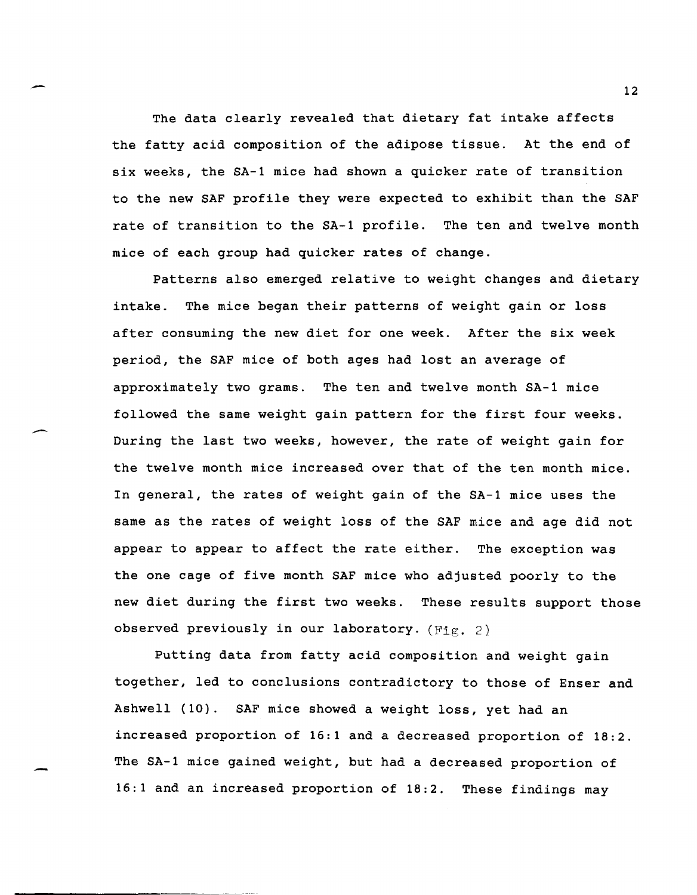The data clearly revealed that dietary fat intake affects the fatty acid composition of the adipose tissue. At the end of six weeks, the SA-1 mice had shown a quicker rate of transition to the new SAF profile they were expected to exhibit than the SAF rate of transition to the SA-1 profile. The ten and twelve month mice of each group had quicker rates of change.

Patterns also emerged relative to weight changes and dietary intake. The mice began their patterns of weight gain or loss after consuming the new diet for one week. After the six week period, the SAF mice of both ages had lost an average of approximately two grams. The ten and twelve month SA-1 mice followed the same weight gain pattern for the first four weeks. During the last two weeks, however, the rate of weight gain for the twelve month mice increased over that of the ten month mice. In general, the rates of weight gain of the SA-1 mice uses the same as the rates of weight loss of the SAF mice and age did not appear to appear to affect the rate either. The exception was the one cage of five month SAF mice who adjusted poorly to the new diet during the first two weeks. These results support those observed previously in our laboratory. (Fig. 2)

Putting data from fatty acid composition and weight gain together, led to conclusions contradictory to those of Enser and Ashwell (10). SAF mice showed a weight loss, yet had an increased proportion of 16:1 and a decreased proportion of 18:2. The SA-1 mice gained weight, but had a decreased proportion of 16:1 and an increased proportion of 18:2. These findings may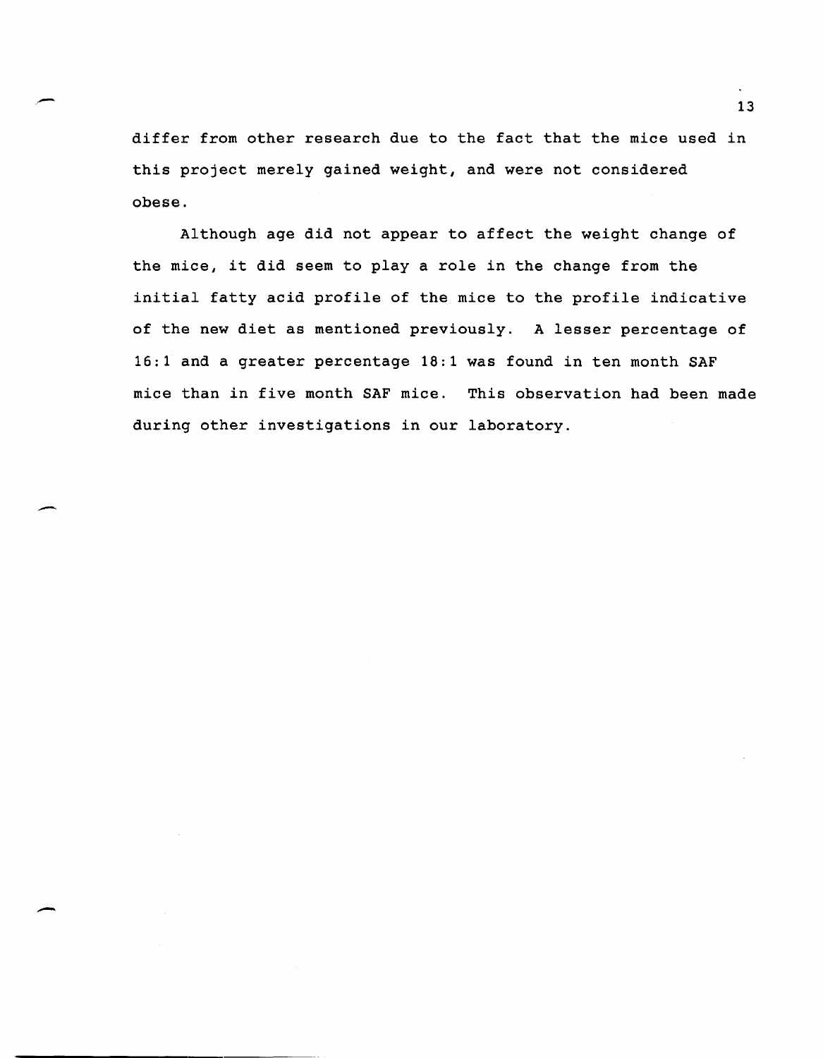differ from other research due to the fact that the mice used in this project merely gained weight, and were not considered obese.

Although age did not appear to affect the weight change of the mice, it did seem to play a role in the change from the initial fatty acid profile of the mice to the profile indicative of the new diet as mentioned previously. A lesser percentage of 16:1 and a greater percentage 18:1 was found in ten month SAF mice than in five month SAF mice. This observation had been made during other investigations in our laboratory.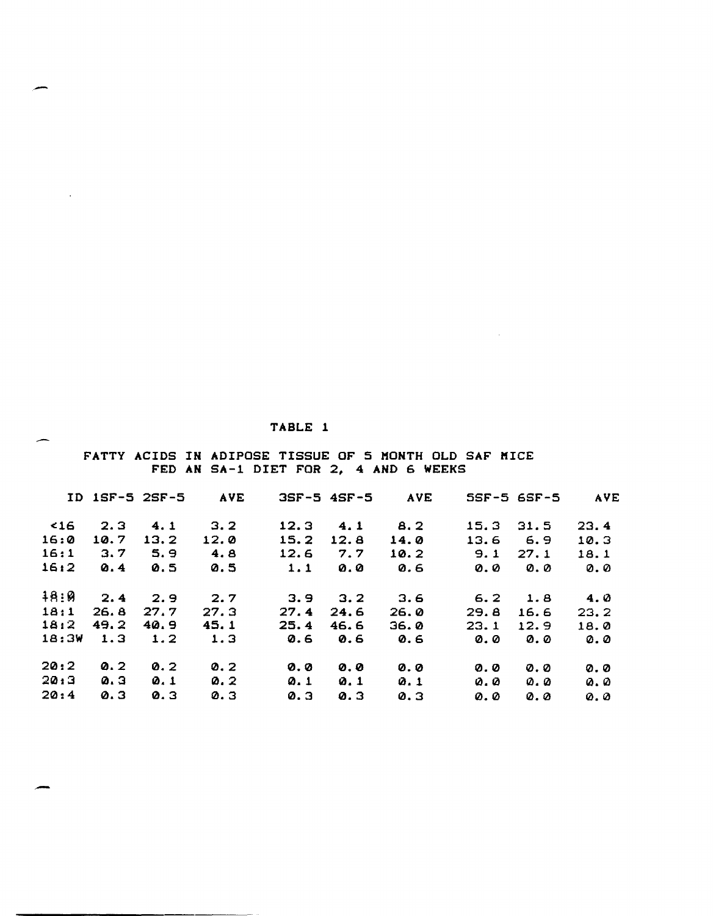TABLE 1

FATTY ACIDS IN ADIPOSE TISSUE OF 5 MONTH OLD SAF MICE
FED AN SA-1 DIET FOR 2, 4 AND 6 WEEKS

| ID | 1SF-5 | 2SF-5 | AVE | 3SF-5 | 4SF-5 | AVE | 5SF-5 | 6SF-5 | AVE |
|---|---|---|---|---|---|---|---|---|---|
| <16 | 2.3 | 4.1 | 3.2 | 12.3 | 4.1 | 8.2 | 15.3 | 31.5 | 23.4 |
| 16:0 | 10.7 | 13.2 | 12.0 | 15.2 | 12.8 | 14.0 | 13.6 | 6.9 | 10.3 |
| 16:1 | 3.7 | 5.9 | 4.8 | 12.6 | 7.7 | 10.2 | 9.1 | 27.1 | 18.1 |
| 16:2 | 0.4 | 0.5 | 0.5 | 1.1 | 0.0 | 0.6 | 0.0 | 0.0 | 0.0 |
| 18:0 | 2.4 | 2.9 | 2.7 | 3.9 | 3.2 | 3.6 | 6.2 | 1.8 | 4.0 |
| 18:1 | 26.8 | 27.7 | 27.3 | 27.4 | 24.6 | 26.0 | 29.8 | 16.6 | 23.2 |
| 18:2 | 49.2 | 40.9 | 45.1 | 25.4 | 46.6 | 36.0 | 23.1 | 12.9 | 18.0 |
| 18:3W | 1.3 | 1.2 | 1.3 | 0.6 | 0.6 | 0.6 | 0.0 | 0.0 | 0.0 |
| 20:2 | 0.2 | 0.2 | 0.2 | 0.0 | 0.0 | 0.0 | 0.0 | 0.0 | 0.0 |
| 20:3 | 0.3 | 0.1 | 0.2 | 0.1 | 0.1 | 0.1 | 0.0 | 0.0 | 0.0 |
| 20:4 | 0.3 | 0.3 | 0.3 | 0.3 | 0.3 | 0.3 | 0.0 | 0.0 | 0.0 |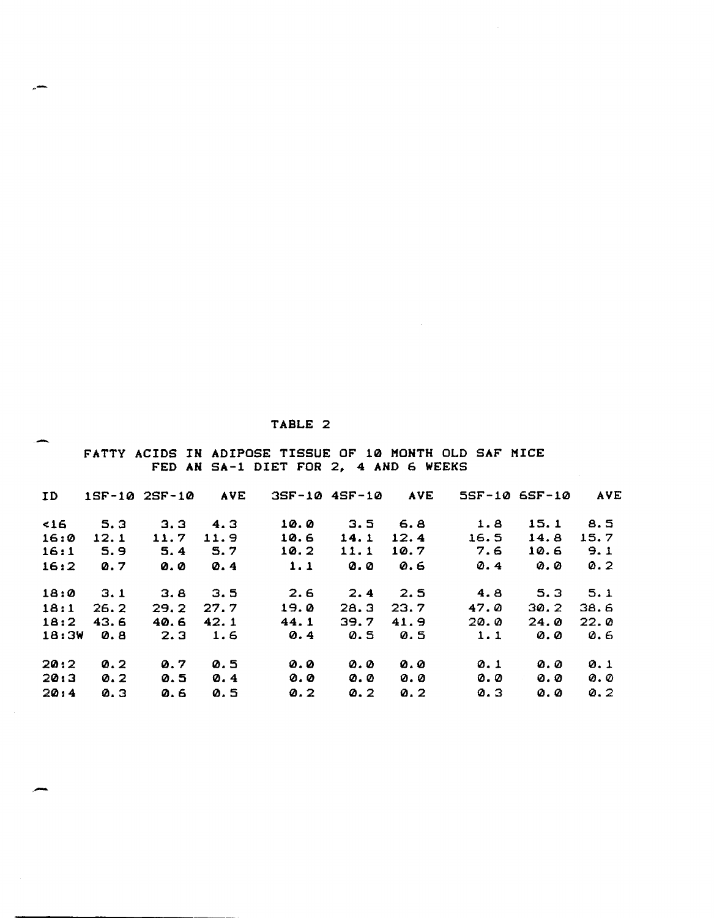TABLE 2

FATTY ACIDS IN ADIPOSE TISSUE OF 10 MONTH OLD SAF MICE FED AN SA-1 DIET FOR 2, 4 AND 6 WEEKS

| ID | 1SF-10 | 2SF-10 | AVE | 3SF-10 | 4SF-10 | AVE | 5SF-10 | 6SF-10 | AVE |
|---|---|---|---|---|---|---|---|---|---|
| <16 | 5.3 | 3.3 | 4.3 | 10.0 | 3.5 | 6.8 | 1.8 | 15.1 | 8.5 |
| 16:0 | 12.1 | 11.7 | 11.9 | 10.6 | 14.1 | 12.4 | 16.5 | 14.8 | 15.7 |
| 16:1 | 5.9 | 5.4 | 5.7 | 10.2 | 11.1 | 10.7 | 7.6 | 10.6 | 9.1 |
| 16:2 | 0.7 | 0.0 | 0.4 | 1.1 | 0.0 | 0.6 | 0.4 | 0.0 | 0.2 |
| 18:0 | 3.1 | 3.8 | 3.5 | 2.6 | 2.4 | 2.5 | 4.8 | 5.3 | 5.1 |
| 18:1 | 26.2 | 29.2 | 27.7 | 19.0 | 28.3 | 23.7 | 47.0 | 30.2 | 38.6 |
| 18:2 | 43.6 | 40.6 | 42.1 | 44.1 | 39.7 | 41.9 | 20.0 | 24.0 | 22.0 |
| 18:3W | 0.8 | 2.3 | 1.6 | 0.4 | 0.5 | 0.5 | 1.1 | 0.0 | 0.6 |
| 20:2 | 0.2 | 0.7 | 0.5 | 0.0 | 0.0 | 0.0 | 0.1 | 0.0 | 0.1 |
| 20:3 | 0.2 | 0.5 | 0.4 | 0.0 | 0.0 | 0.0 | 0.0 | 0.0 | 0.0 |
| 20:4 | 0.3 | 0.6 | 0.5 | 0.2 | 0.2 | 0.2 | 0.3 | 0.0 | 0.2 |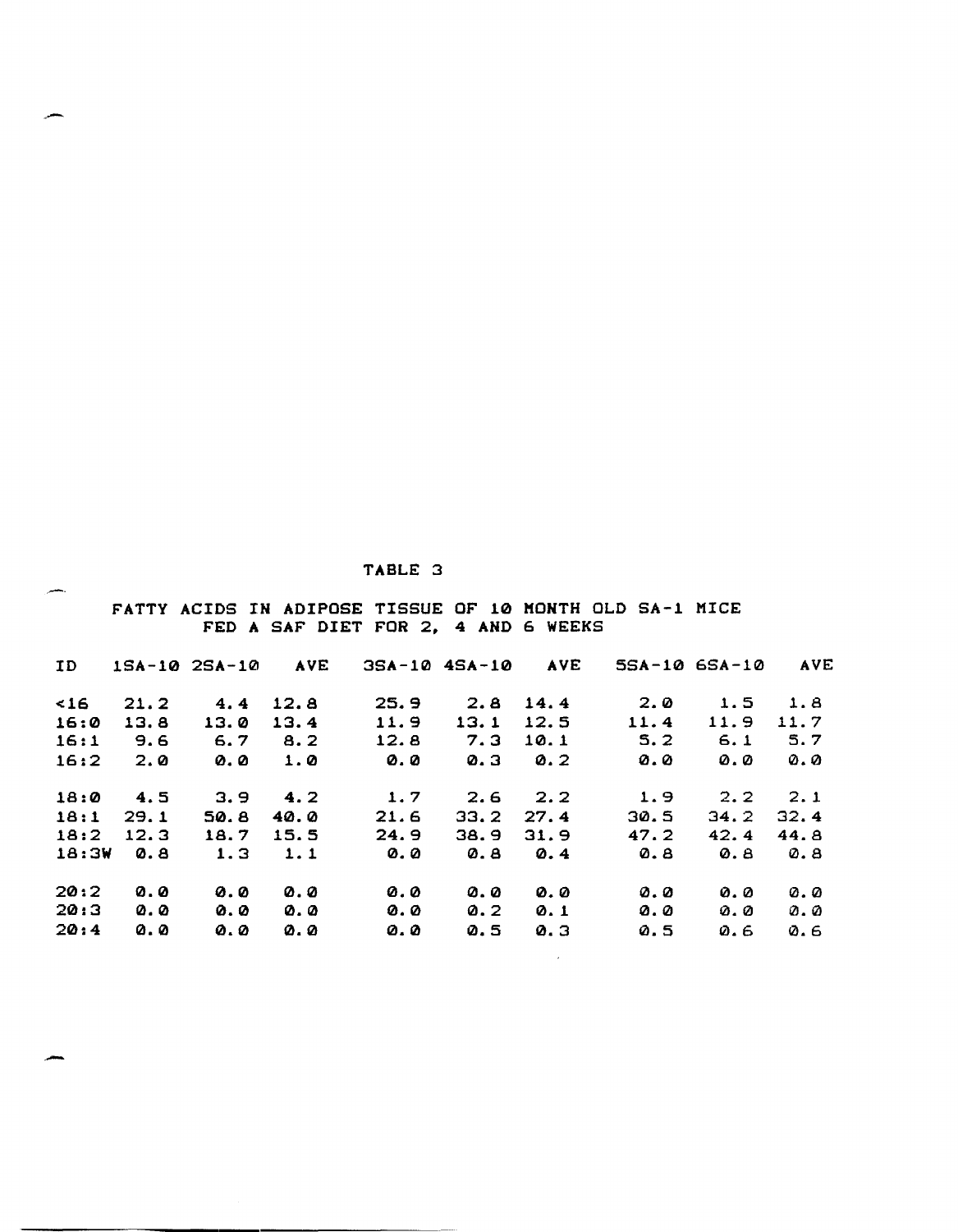## TABLE 3

FATTY ACIDS IN ADIPOSE TISSUE OF 10 MONTH OLD SA-1 MICE FED A SAF DIET FOR 2, 4 AND 6 WEEKS

| ID | 1SA-10 | 2SA-10 | AVE | 3SA-10 | 4SA-10 | AVE | 5SA-10 | 6SA-10 | AVE |
|---|---|---|---|---|---|---|---|---|---|
| <16 | 21.2 | 4.4 | 12.8 | 25.9 | 2.8 | 14.4 | 2.0 | 1.5 | 1.8 |
| 16:0 | 13.8 | 13.0 | 13.4 | 11.9 | 13.1 | 12.5 | 11.4 | 11.9 | 11.7 |
| 16:1 | 9.6 | 6.7 | 8.2 | 12.8 | 7.3 | 10.1 | 5.2 | 6.1 | 5.7 |
| 16:2 | 2.0 | 0.0 | 1.0 | 0.0 | 0.3 | 0.2 | 0.0 | 0.0 | 0.0 |
| 18:0 | 4.5 | 3.9 | 4.2 | 1.7 | 2.6 | 2.2 | 1.9 | 2.2 | 2.1 |
| 18:1 | 29.1 | 50.8 | 40.0 | 21.6 | 33.2 | 27.4 | 30.5 | 34.2 | 32.4 |
| 18:2 | 12.3 | 18.7 | 15.5 | 24.9 | 38.9 | 31.9 | 47.2 | 42.4 | 44.8 |
| 18:3W | 0.8 | 1.3 | 1.1 | 0.0 | 0.8 | 0.4 | 0.8 | 0.8 | 0.8 |
| 20:2 | 0.0 | 0.0 | 0.0 | 0.0 | 0.0 | 0.0 | 0.0 | 0.0 | 0.0 |
| 20:3 | 0.0 | 0.0 | 0.0 | 0.0 | 0.2 | 0.1 | 0.0 | 0.0 | 0.0 |
| 20:4 | 0.0 | 0.0 | 0.0 | 0.0 | 0.5 | 0.3 | 0.5 | 0.6 | 0.6 |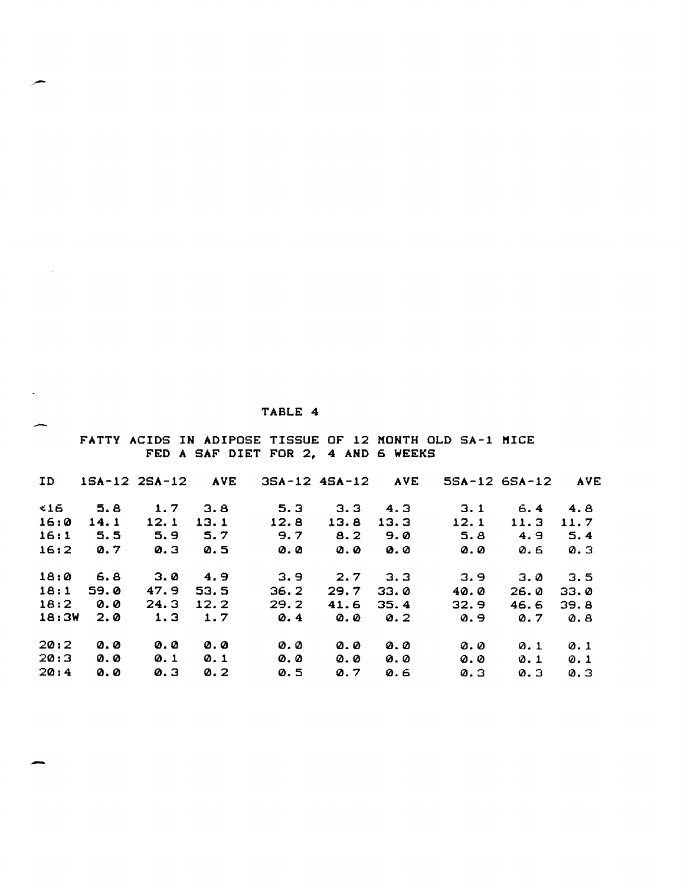# TABLE 4

## FATTY ACIDS IN ADIPOSE TISSUE OF 12 MONTH OLD SA-1 MICE FED A SAF DIET FOR 2, 4 AND 6 WEEKS

| ID | 1SA-12 | 2SA-12 | AVE | 3SA-12 | 4SA-12 | AVE | 5SA-12 | 6SA-12 | AVE |
|---|---|---|---|---|---|---|---|---|---|
| ≤16 | 5.8 | 1.7 | 3.8 | 5.3 | 3.3 | 4.3 | 3.1 | 6.4 | 4.8 |
| 16:0 | 14.1 | 12.1 | 13.1 | 12.8 | 13.8 | 13.3 | 12.1 | 11.3 | 11.7 |
| 16:1 | 5.5 | 5.9 | 5.7 | 9.7 | 8.2 | 9.0 | 5.8 | 4.9 | 5.4 |
| 16:2 | 0.7 | 0.3 | 0.5 | 0.0 | 0.0 | 0.0 | 0.0 | 0.6 | 0.3 |
| 18:0 | 6.8 | 3.0 | 4.9 | 3.9 | 2.7 | 3.3 | 3.9 | 3.0 | 3.5 |
| 18:1 | 59.0 | 47.9 | 53.5 | 36.2 | 29.7 | 33.0 | 40.0 | 26.0 | 33.0 |
| 18:2 | 0.0 | 24.3 | 12.2 | 29.2 | 41.6 | 35.4 | 32.9 | 46.6 | 39.8 |
| 18:3W | 2.0 | 1.3 | 1.7 | 0.4 | 0.0 | 0.2 | 0.9 | 0.7 | 0.8 |
| 20:2 | 0.0 | 0.0 | 0.0 | 0.0 | 0.0 | 0.0 | 0.0 | 0.1 | 0.1 |
| 20:3 | 0.0 | 0.1 | 0.1 | 0.0 | 0.0 | 0.0 | 0.0 | 0.1 | 0.1 |
| 20:4 | 0.0 | 0.3 | 0.2 | 0.5 | 0.7 | 0.6 | 0.3 | 0.3 | 0.3 |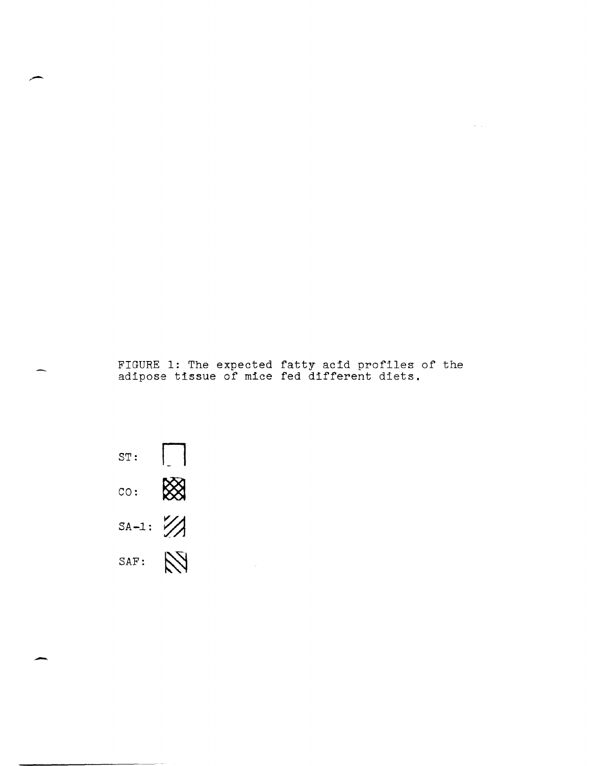FIGURE 1: The expected fatty acid profiles of the adipose tissue of mice fed different diets.

ST:

CO:

SA-1:

SAF: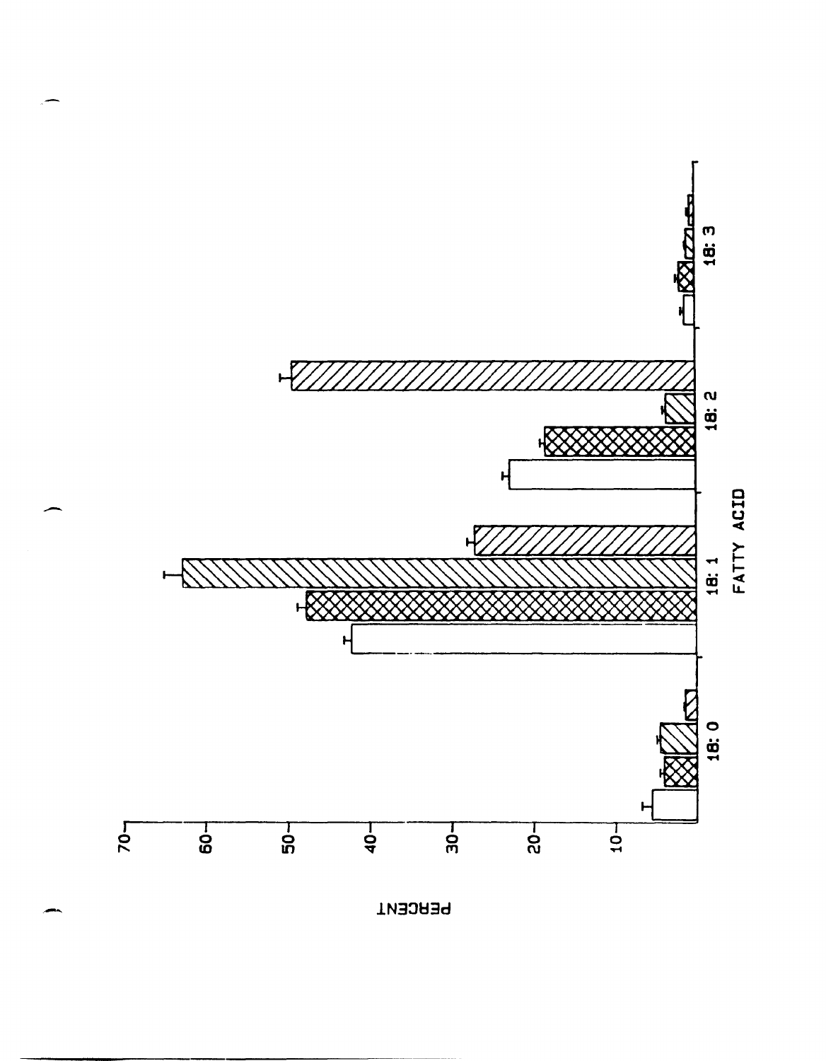PERCENT

70
60
50
40
30
20
10

18: 0
18: 1
18: 2
18: 3

FATTY ACID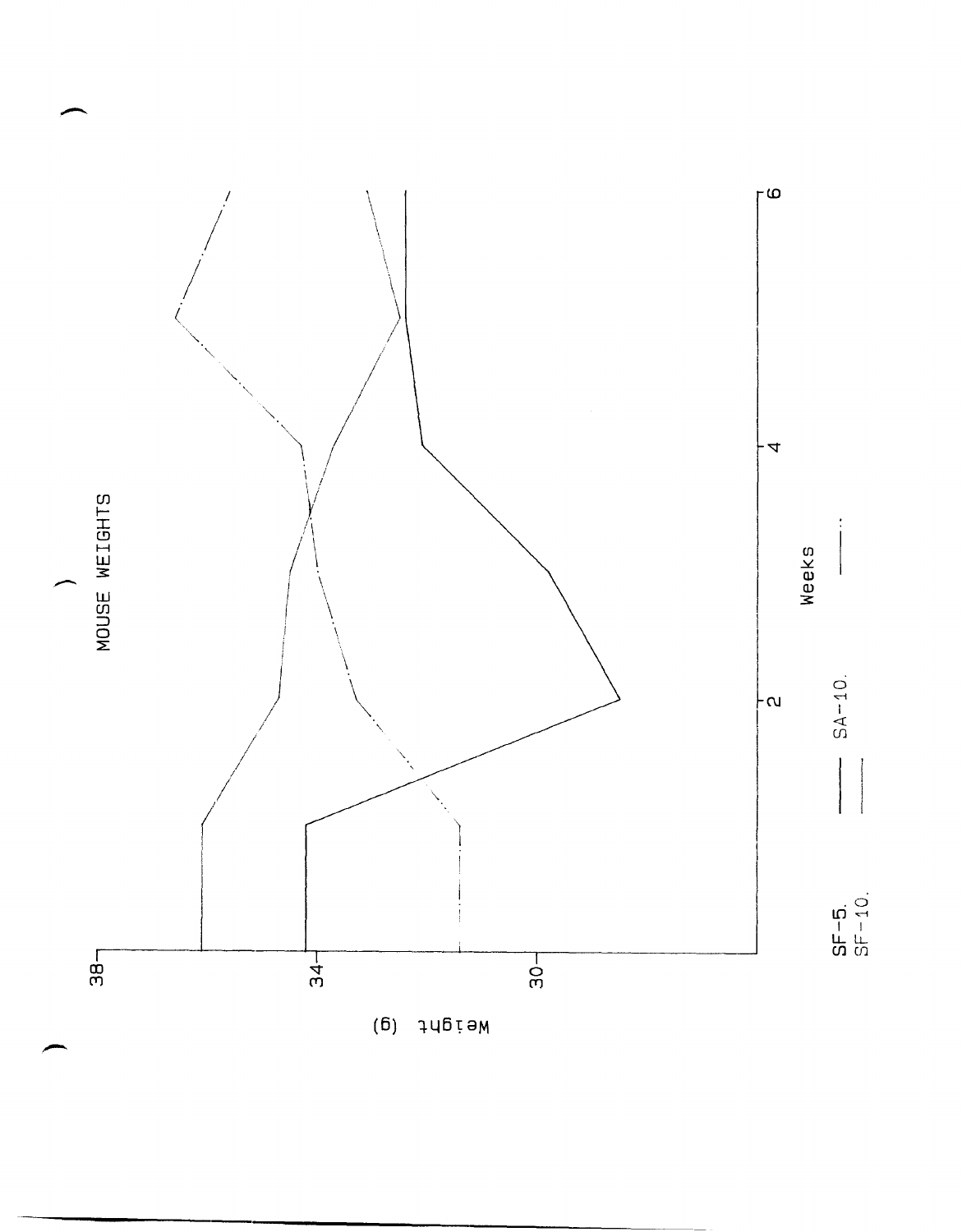MOUSE WEIGHTS

Weight (g)

38
34
30

Weeks

2
4
6

SF-5. ———— SA-10. ————
SF-10. ———— ——·——·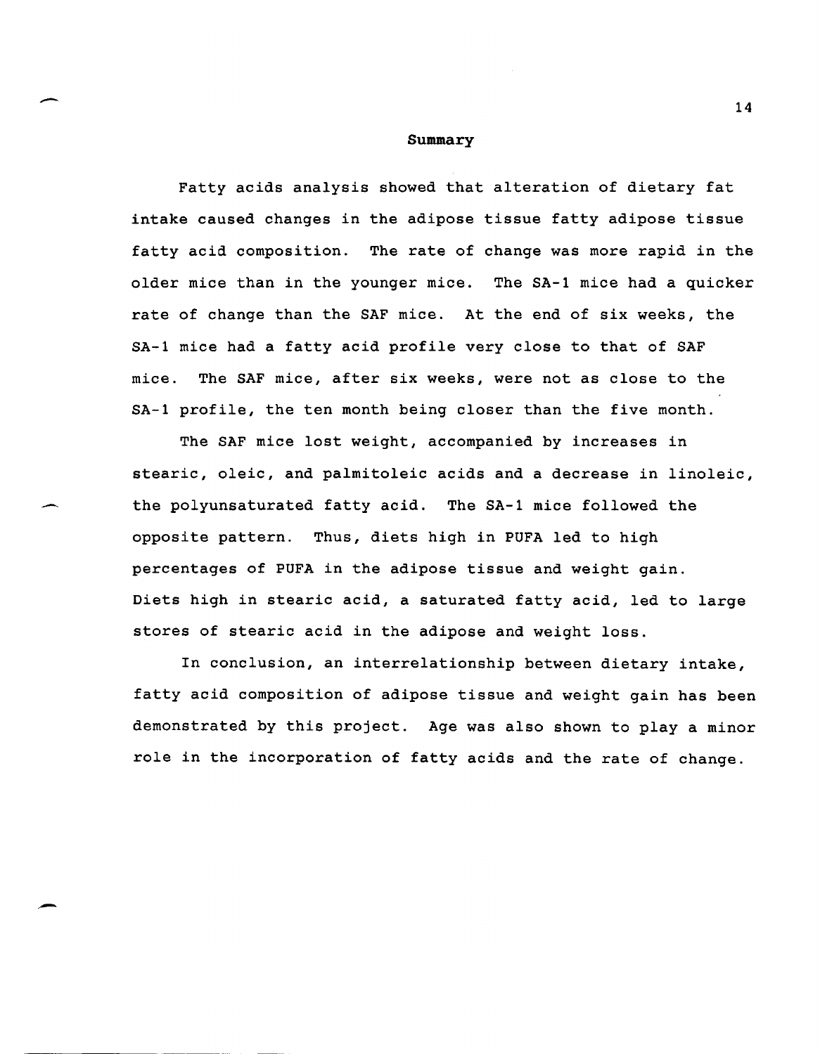## Summary

Fatty acids analysis showed that alteration of dietary fat intake caused changes in the adipose tissue fatty adipose tissue fatty acid composition. The rate of change was more rapid in the older mice than in the younger mice. The SA-1 mice had a quicker rate of change than the SAF mice. At the end of six weeks, the SA-1 mice had a fatty acid profile very close to that of SAF mice. The SAF mice, after six weeks, were not as close to the SA-1 profile, the ten month being closer than the five month.

The SAF mice lost weight, accompanied by increases in stearic, oleic, and palmitoleic acids and a decrease in linoleic, the polyunsaturated fatty acid. The SA-1 mice followed the opposite pattern. Thus, diets high in PUFA led to high percentages of PUFA in the adipose tissue and weight gain. Diets high in stearic acid, a saturated fatty acid, led to large stores of stearic acid in the adipose and weight loss.

In conclusion, an interrelationship between dietary intake, fatty acid composition of adipose tissue and weight gain has been demonstrated by this project. Age was also shown to play a minor role in the incorporation of fatty acids and the rate of change.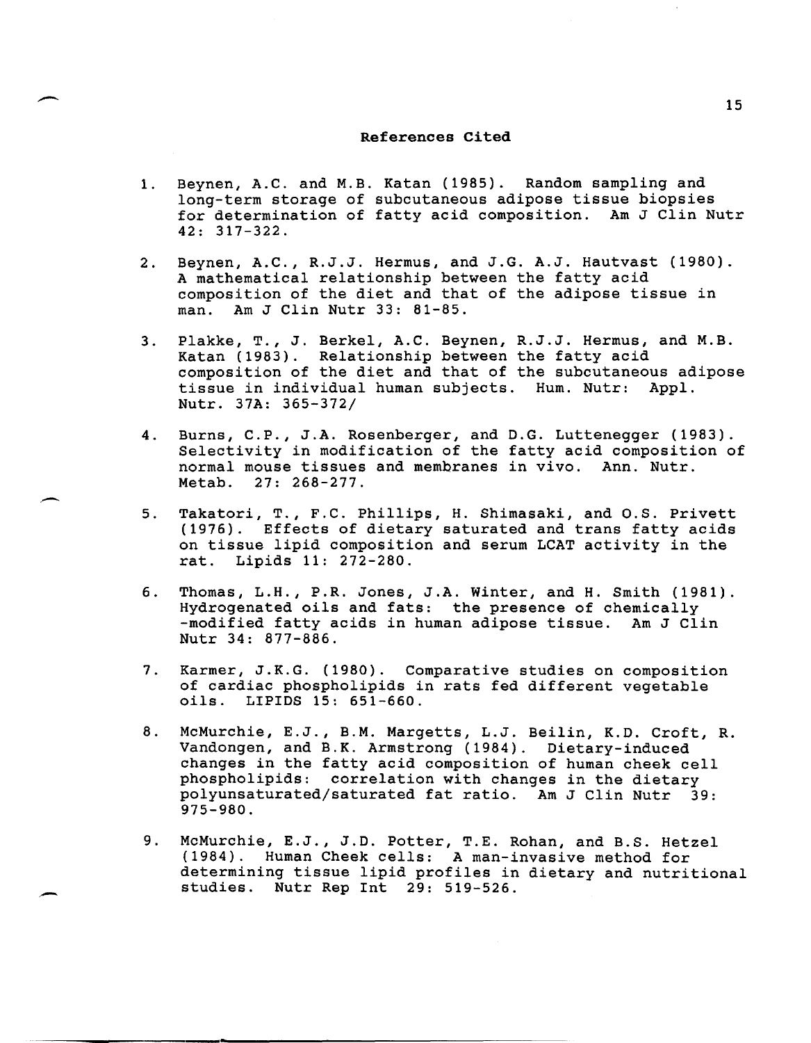## References Cited

1. Beynen, A.C. and M.B. Katan (1985). Random sampling and long-term storage of subcutaneous adipose tissue biopsies for determination of fatty acid composition. Am J Clin Nutr 42: 317-322.

2. Beynen, A.C., R.J.J. Hermus, and J.G. A.J. Hautvast (1980). A mathematical relationship between the fatty acid composition of the diet and that of the adipose tissue in man. Am J Clin Nutr 33: 81-85.

3. Plakke, T., J. Berkel, A.C. Beynen, R.J.J. Hermus, and M.B. Katan (1983). Relationship between the fatty acid composition of the diet and that of the subcutaneous adipose tissue in individual human subjects. Hum. Nutr: Appl. Nutr. 37A: 365-372/

4. Burns, C.P., J.A. Rosenberger, and D.G. Luttenegger (1983). Selectivity in modification of the fatty acid composition of normal mouse tissues and membranes in vivo. Ann. Nutr. Metab. 27: 268-277.

5. Takatori, T., F.C. Phillips, H. Shimasaki, and O.S. Privett (1976). Effects of dietary saturated and trans fatty acids on tissue lipid composition and serum LCAT activity in the rat. Lipids 11: 272-280.

6. Thomas, L.H., P.R. Jones, J.A. Winter, and H. Smith (1981). Hydrogenated oils and fats: the presence of chemically -modified fatty acids in human adipose tissue. Am J Clin Nutr 34: 877-886.

7. Karmer, J.K.G. (1980). Comparative studies on composition of cardiac phospholipids in rats fed different vegetable oils. LIPIDS 15: 651-660.

8. McMurchie, E.J., B.M. Margetts, L.J. Beilin, K.D. Croft, R. Vandongen, and B.K. Armstrong (1984). Dietary-induced changes in the fatty acid composition of human cheek cell phospholipids: correlation with changes in the dietary polyunsaturated/saturated fat ratio. Am J Clin Nutr 39: 975-980.

9. McMurchie, E.J., J.D. Potter, T.E. Rohan, and B.S. Hetzel (1984). Human Cheek cells: A man-invasive method for determining tissue lipid profiles in dietary and nutritional studies. Nutr Rep Int 29: 519-526.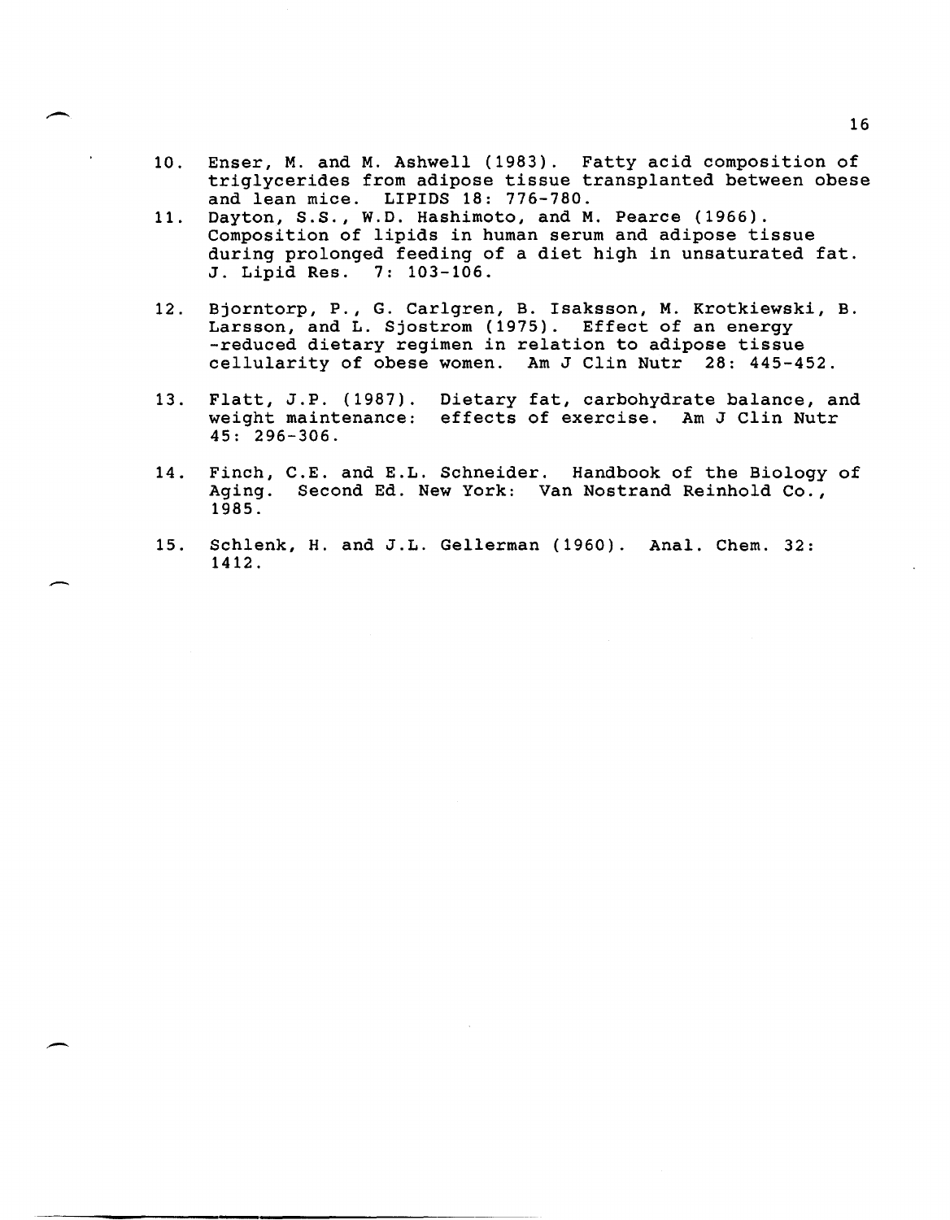10. Enser, M. and M. Ashwell (1983). Fatty acid composition of triglycerides from adipose tissue transplanted between obese and lean mice. LIPIDS 18: 776-780.
11. Dayton, S.S., W.D. Hashimoto, and M. Pearce (1966). Composition of lipids in human serum and adipose tissue during prolonged feeding of a diet high in unsaturated fat. J. Lipid Res. 7: 103-106.
12. Bjorntorp, P., G. Carlgren, B. Isaksson, M. Krotkiewski, B. Larsson, and L. Sjostrom (1975). Effect of an energy -reduced dietary regimen in relation to adipose tissue cellularity of obese women. Am J Clin Nutr 28: 445-452.
13. Flatt, J.P. (1987). Dietary fat, carbohydrate balance, and weight maintenance: effects of exercise. Am J Clin Nutr 45: 296-306.
14. Finch, C.E. and E.L. Schneider. Handbook of the Biology of Aging. Second Ed. New York: Van Nostrand Reinhold Co., 1985.
15. Schlenk, H. and J.L. Gellerman (1960). Anal. Chem. 32: 1412.